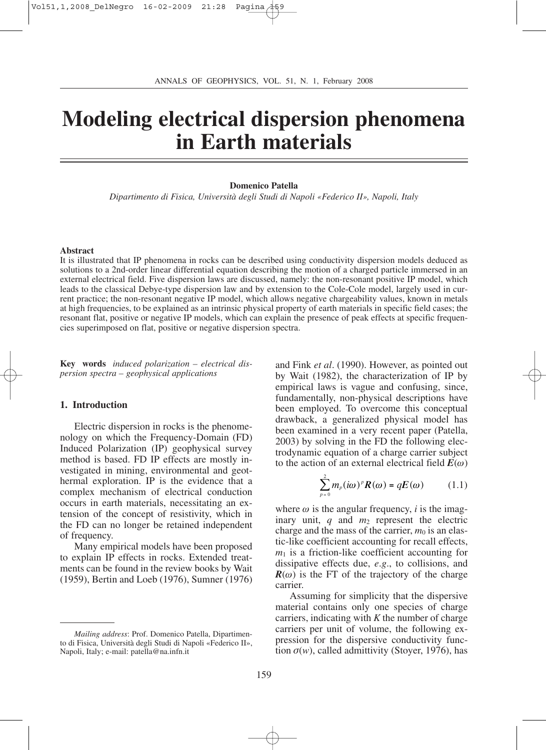# Modeling electrical dispersion phenomena in Earth materials

**Domenico Patella**

*Dipartimento di Fisica, Università degli Studi di Napoli «Federico II», Napoli, Italy*

## Abstract

It is illustrated that IP phenomena in rocks can be described using conductivity dispersion models deduced as solutions to a 2nd-order linear differential equation describing the motion of a charged particle immersed in an external electrical field. Five dispersion laws are discussed, namely: the non-resonant positive IP model, which leads to the classical Debye-type dispersion law and by extension to the Cole-Cole model, largely used in current practice; the non-resonant negative IP model, which allows negative chargeability values, known in metals at high frequencies, to be explained as an intrinsic physical property of earth materials in specific field cases; the resonant flat, positive or negative IP models, which can explain the presence of peak effects at specific frequencies superimposed on flat, positive or negative dispersion spectra.

**Key words** *induced polarization – electrical dispersion spectra – geophysical applications*

## 1. Introduction

Electric dispersion in rocks is the phenomenology on which the Frequency-Domain (FD) Induced Polarization (IP) geophysical survey method is based. FD IP effects are mostly investigated in mining, environmental and geothermal exploration. IP is the evidence that a complex mechanism of electrical conduction occurs in earth materials, necessitating an extension of the concept of resistivity, which in the FD can no longer be retained independent of frequency.

Many empirical models have been proposed to explain IP effects in rocks. Extended treatments can be found in the review books by Wait (1959), Bertin and Loeb (1976), Sumner (1976) and Fink *et al*. (1990). However, as pointed out by Wait (1982), the characterization of IP by empirical laws is vague and confusing, since, fundamentally, non-physical descriptions have been employed. To overcome this conceptual drawback, a generalized physical model has been examined in a very recent paper (Patella, 2003) by solving in the FD the following electrodynamic equation of a charge carrier subject to the action of an external electrical field $\boldsymbol{E}(\omega)$

$$\sum_{p=0}^{2} m_p (i\omega)^p \boldsymbol{R}(\omega) = q\boldsymbol{E}(\omega) \qquad (1.1)$$

where $\omega$ is the angular frequency, $i$ is the imaginary unit, $q$ and $m_2$ represent the electric charge and the mass of the carrier, $m_0$ is an elastic-like coefficient accounting for recall effects, $m_1$ is a friction-like coefficient accounting for dissipative effects due, *e.g*., to collisions, and $\boldsymbol{R}(\omega)$ is the FT of the trajectory of the charge carrier.

Assuming for simplicity that the dispersive material contains only one species of charge carriers, indicating with $K$ the number of charge carriers per unit of volume, the following expression for the dispersive conductivity function $\sigma(w)$, called admittivity (Stoyer, 1976), has

---

*Mailing address*: Prof. Domenico Patella, Dipartimento di Fisica, Università degli Studi di Napoli «Federico II», Napoli, Italy; e-mail: patella@na.infn.it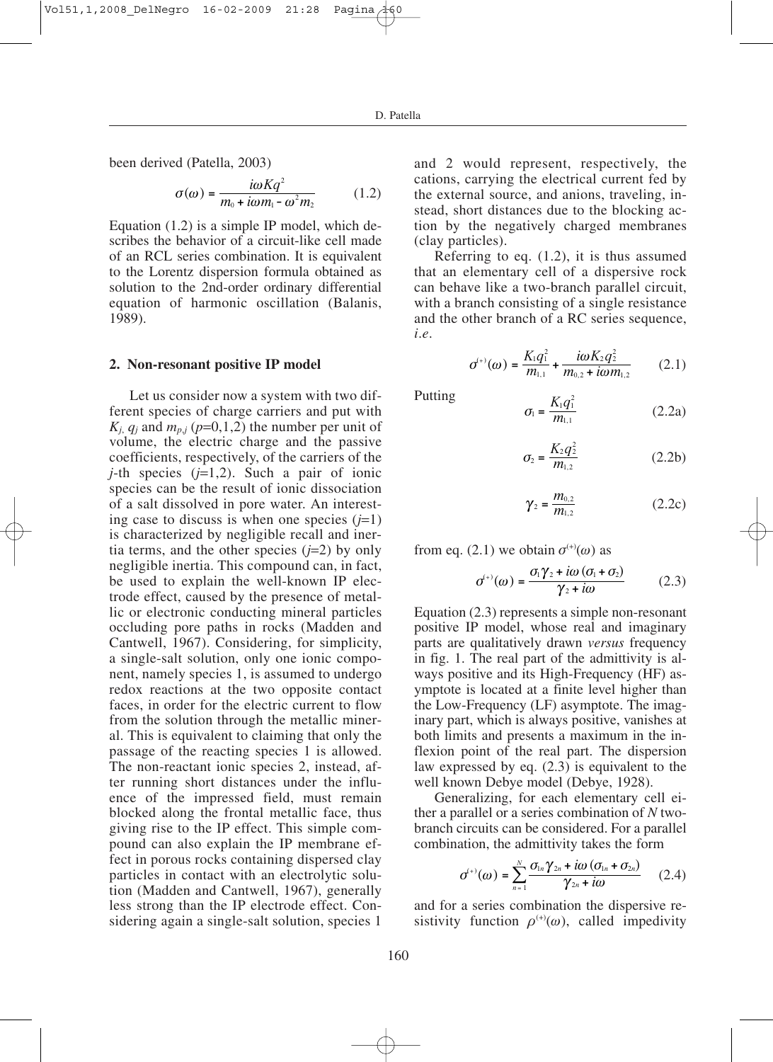been derived (Patella, 2003)

$$\sigma(\omega) = \frac{i\omega K q^2}{m_0 + i\omega m_1 - \omega^2 m_2} \tag{1.2}$$

Equation (1.2) is a simple IP model, which describes the behavior of a circuit-like cell made of an RCL series combination. It is equivalent to the Lorentz dispersion formula obtained as solution to the 2nd-order ordinary differential equation of harmonic oscillation (Balanis, 1989).

## 2. Non-resonant positive IP model

Let us consider now a system with two different species of charge carriers and put with $K_j$, $q_j$ and $m_{p,j}$ ($p$=0,1,2) the number per unit of volume, the electric charge and the passive coefficients, respectively, of the carriers of the $j$-th species ($j$=1,2). Such a pair of ionic species can be the result of ionic dissociation of a salt dissolved in pore water. An interesting case to discuss is when one species ($j$=1) is characterized by negligible recall and inertia terms, and the other species ($j$=2) by only negligible inertia. This compound can, in fact, be used to explain the well-known IP electrode effect, caused by the presence of metallic or electronic conducting mineral particles occluding pore paths in rocks (Madden and Cantwell, 1967). Considering, for simplicity, a single-salt solution, only one ionic component, namely species 1, is assumed to undergo redox reactions at the two opposite contact faces, in order for the electric current to flow from the solution through the metallic mineral. This is equivalent to claiming that only the passage of the reacting species 1 is allowed. The non-reactant ionic species 2, instead, after running short distances under the influence of the impressed field, must remain blocked along the frontal metallic face, thus giving rise to the IP effect. This simple compound can also explain the IP membrane effect in porous rocks containing dispersed clay particles in contact with an electrolytic solution (Madden and Cantwell, 1967), generally less strong than the IP electrode effect. Considering again a single-salt solution, species 1 and 2 would represent, respectively, the cations, carrying the electrical current fed by the external source, and anions, traveling, instead, short distances due to the blocking action by the negatively charged membranes (clay particles).

Referring to eq. (1.2), it is thus assumed that an elementary cell of a dispersive rock can behave like a two-branch parallel circuit, with a branch consisting of a single resistance and the other branch of a RC series sequence, *i.e.*

$$\sigma^{(+)}(\omega) = \frac{K_1 q_1^2}{m_{1,1}} + \frac{i\omega K_2 q_2^2}{m_{0,2} + i\omega m_{1,2}} \tag{2.1}$$

Putting

$$\sigma_1 = \frac{K_1 q_1^2}{m_{1,1}} \tag{2.2a}$$

$$\sigma_2 = \frac{K_2 q_2^2}{m_{1,2}} \tag{2.2b}$$

$$\gamma_2 = \frac{m_{0,2}}{m_{1,2}} \tag{2.2c}$$

from eq. (2.1) we obtain $\sigma^{(+)}(\omega)$ as

$$\sigma^{(+)}(\omega) = \frac{\sigma_1 \gamma_2 + i\omega(\sigma_1 + \sigma_2)}{\gamma_2 + i\omega} \tag{2.3}$$

Equation (2.3) represents a simple non-resonant positive IP model, whose real and imaginary parts are qualitatively drawn *versus* frequency in fig. 1. The real part of the admittivity is always positive and its High-Frequency (HF) asymptote is located at a finite level higher than the Low-Frequency (LF) asymptote. The imaginary part, which is always positive, vanishes at both limits and presents a maximum in the inflexion point of the real part. The dispersion law expressed by eq. (2.3) is equivalent to the well known Debye model (Debye, 1928).

Generalizing, for each elementary cell either a parallel or a series combination of $N$ two-branch circuits can be considered. For a parallel combination, the admittivity takes the form

$$\sigma^{(+)}(\omega) = \sum_{n=1}^{N} \frac{\sigma_{1n}\gamma_{2n} + i\omega(\sigma_{1n} + \sigma_{2n})}{\gamma_{2n} + i\omega} \tag{2.4}$$

and for a series combination the dispersive resistivity function $\rho^{(+)}(\omega)$, called impedivity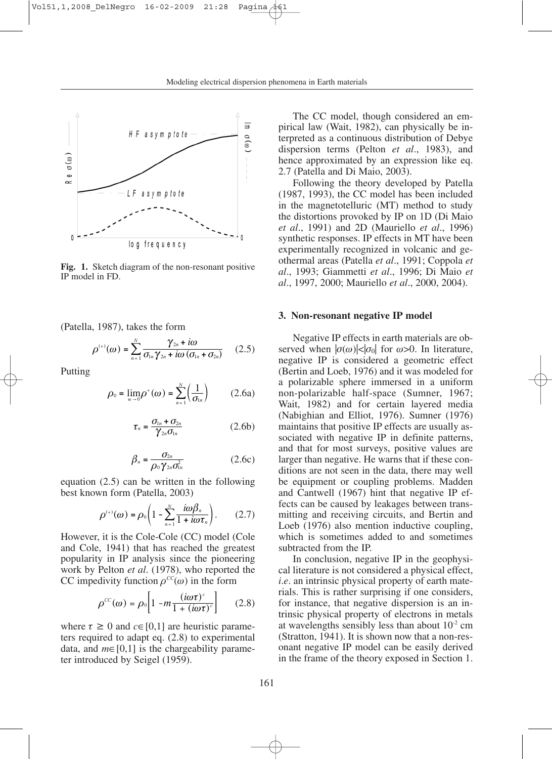Fig. 1. Sketch diagram of the non-resonant positive IP model in FD.

(Patella, 1987), takes the form

$$\rho^{(+)}(\omega) = \sum_{n=1}^{N} \frac{\gamma_{2n} + i\omega}{\sigma_{1n}\gamma_{2n} + i\omega(\sigma_{1n} + \sigma_{2n})} \tag{2.5}$$

Putting

$$\rho_0 = \lim_{w \to 0} \rho^{+}(\omega) = \sum_{n=1}^{N} \left(\frac{1}{\sigma_{1n}}\right) \tag{2.6a}$$

$$\tau_n = \frac{\sigma_{1n} + \sigma_{2n}}{\gamma_{2n}\sigma_{1n}} \tag{2.6b}$$

$$\beta_n = \frac{\sigma_{2n}}{\rho_0 \gamma_{2n} \sigma_{1n}^2} \tag{2.6c}$$

equation (2.5) can be written in the following best known form (Patella, 2003)

$$\rho^{(+)}(\omega) = \rho_0 \left(1 - \sum_{n=1}^{N} \frac{i\omega\beta_n}{1 + i\omega\tau_n}\right). \tag{2.7}$$

However, it is the Cole-Cole (CC) model (Cole and Cole, 1941) that has reached the greatest popularity in IP analysis since the pioneering work by Pelton *et al*. (1978), who reported the CC impedivity function $\rho^{CC}(\omega)$ in the form

$$\rho^{CC}(\omega) = \rho_0 \left[1 - m \frac{(i\omega\tau)^c}{1 + (i\omega\tau)^c}\right] \tag{2.8}$$

where $\tau \geq 0$ and $c \in [0,1]$ are heuristic parameters required to adapt eq. (2.8) to experimental data, and $m \in [0,1]$ is the chargeability parameter introduced by Seigel (1959).

The CC model, though considered an empirical law (Wait, 1982), can physically be interpreted as a continuous distribution of Debye dispersion terms (Pelton *et al*., 1983), and hence approximated by an expression like eq. 2.7 (Patella and Di Maio, 2003).

Following the theory developed by Patella (1987, 1993), the CC model has been included in the magnetotelluric (MT) method to study the distortions provoked by IP on 1D (Di Maio *et al*., 1991) and 2D (Mauriello *et al*., 1996) synthetic responses. IP effects in MT have been experimentally recognized in volcanic and geothermal areas (Patella *et al*., 1991; Coppola *et al*., 1993; Giammetti *et al*., 1996; Di Maio *et al*., 1997, 2000; Mauriello *et al*., 2000, 2004).

### 3. Non-resonant negative IP model

Negative IP effects in earth materials are observed when $|\sigma(\omega)| < |\sigma_0|$ for $\omega > 0$. In literature, negative IP is considered a geometric effect (Bertin and Loeb, 1976) and it was modeled for a polarizable sphere immersed in a uniform non-polarizable half-space (Sumner, 1967; Wait, 1982) and for certain layered media (Nabighian and Elliot, 1976). Sumner (1976) maintains that positive IP effects are usually associated with negative IP in definite patterns, and that for most surveys, positive values are larger than negative. He warns that if these conditions are not seen in the data, there may well be equipment or coupling problems. Madden and Cantwell (1967) hint that negative IP effects can be caused by leakages between transmitting and receiving circuits, and Bertin and Loeb (1976) also mention inductive coupling, which is sometimes added to and sometimes subtracted from the IP.

In conclusion, negative IP in the geophysical literature is not considered a physical effect, *i.e*. an intrinsic physical property of earth materials. This is rather surprising if one considers, for instance, that negative dispersion is an intrinsic physical property of electrons in metals at wavelengths sensibly less than about $10^{-2}$ cm (Stratton, 1941). It is shown now that a non-resonant negative IP model can be easily derived in the frame of the theory exposed in Section 1.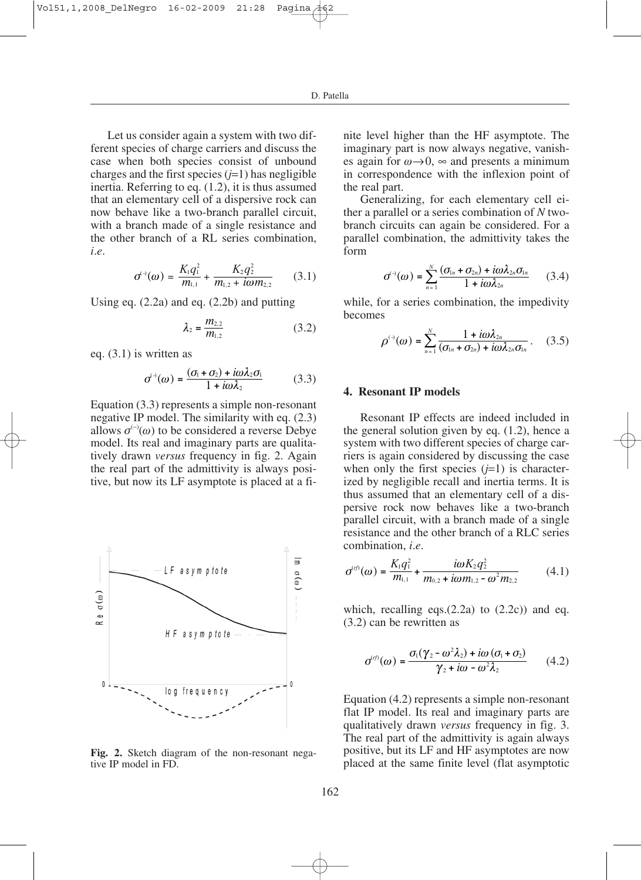Let us consider again a system with two different species of charge carriers and discuss the case when both species consist of unbound charges and the first species ($j$=1) has negligible inertia. Referring to eq. (1.2), it is thus assumed that an elementary cell of a dispersive rock can now behave like a two-branch parallel circuit, with a branch made of a single resistance and the other branch of a RL series combination, *i.e*.

$$\sigma^{(-)}(\omega) = \frac{K_1 q_1^2}{m_{1,1}} + \frac{K_2 q_2^2}{m_{1,2} + i\omega m_{2,2}} \qquad (3.1)$$

Using eq. (2.2a) and eq. (2.2b) and putting

$$\lambda_2 = \frac{m_{2,2}}{m_{1,2}} \qquad (3.2)$$

eq. (3.1) is written as

$$\sigma^{(-)}(\omega) = \frac{(\sigma_1 + \sigma_2) + i\omega\lambda_2\sigma_1}{1 + i\omega\lambda_2} \qquad (3.3)$$

Equation (3.3) represents a simple non-resonant negative IP model. The similarity with eq. (2.3) allows $\sigma^{(-)}(\omega)$ to be considered a reverse Debye model. Its real and imaginary parts are qualitatively drawn *versus* frequency in fig. 2. Again the real part of the admittivity is always positive, but now its LF asymptote is placed at a finite level higher than the HF asymptote. The imaginary part is now always negative, vanishes again for $\omega \rightarrow 0, \infty$ and presents a minimum in correspondence with the inflexion point of the real part.

**Fig. 2.** Sketch diagram of the non-resonant negative IP model in FD.

Generalizing, for each elementary cell either a parallel or a series combination of $N$ two-branch circuits can again be considered. For a parallel combination, the admittivity takes the form

$$\sigma^{(-)}(\omega) = \sum_{n=1}^{N} \frac{(\sigma_{1n} + \sigma_{2n}) + i\omega\lambda_{2n}\sigma_{1n}}{1 + i\omega\lambda_{2n}} \qquad (3.4)$$

while, for a series combination, the impedivity becomes

$$\rho^{(-)}(\omega) = \sum_{n=1}^{N} \frac{1 + i\omega\lambda_{2n}}{(\sigma_{1n} + \sigma_{2n}) + i\omega\lambda_{2n}\sigma_{1n}}. \qquad (3.5)$$

## 4. Resonant IP models

Resonant IP effects are indeed included in the general solution given by eq. (1.2), hence a system with two different species of charge carriers is again considered by discussing the case when only the first species ($j$=1) is characterized by negligible recall and inertia terms. It is thus assumed that an elementary cell of a dispersive rock now behaves like a two-branch parallel circuit, with a branch made of a single resistance and the other branch of a RLC series combination, *i.e*.

$$\sigma^{(rf)}(\omega) = \frac{K_1 q_1^2}{m_{1,1}} + \frac{i\omega K_2 q_2^2}{m_{0,2} + i\omega m_{1,2} - \omega^2 m_{2,2}} \qquad (4.1)$$

which, recalling eqs.(2.2a) to (2.2c)) and eq. (3.2) can be rewritten as

$$\sigma^{(rf)}(\omega) = \frac{\sigma_1(\gamma_2 - \omega^2\lambda_2) + i\omega(\sigma_1 + \sigma_2)}{\gamma_2 + i\omega - \omega^2\lambda_2} \qquad (4.2)$$

Equation (4.2) represents a simple non-resonant flat IP model. Its real and imaginary parts are qualitatively drawn *versus* frequency in fig. 3. The real part of the admittivity is again always positive, but its LF and HF asymptotes are now placed at the same finite level (flat asymptotic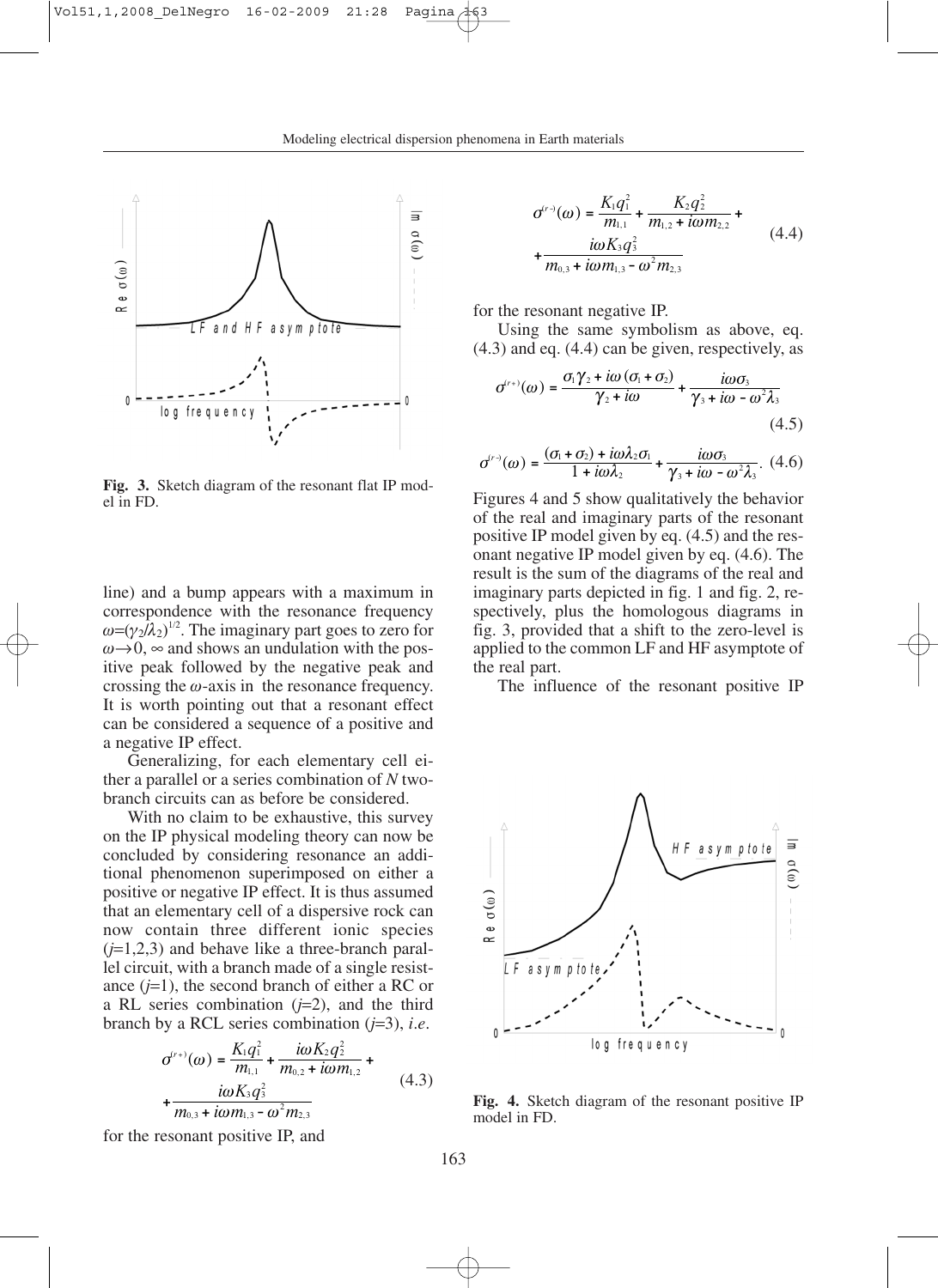Fig. 3. Sketch diagram of the resonant flat IP model in FD.

line) and a bump appears with a maximum in correspondence with the resonance frequency $\omega=(\gamma_2/\lambda_2)^{1/2}$. The imaginary part goes to zero for $\omega\rightarrow 0, \infty$ and shows an undulation with the positive peak followed by the negative peak and crossing the $\omega$-axis in the resonance frequency. It is worth pointing out that a resonant effect can be considered a sequence of a positive and a negative IP effect.

Generalizing, for each elementary cell either a parallel or a series combination of $N$ two-branch circuits can as before be considered.

With no claim to be exhaustive, this survey on the IP physical modeling theory can now be concluded by considering resonance an additional phenomenon superimposed on either a positive or negative IP effect. It is thus assumed that an elementary cell of a dispersive rock can now contain three different ionic species ($j$=1,2,3) and behave like a three-branch parallel circuit, with a branch made of a single resistance ($j$=1), the second branch of either a RC or a RL series combination ($j$=2), and the third branch by a RCL series combination ($j$=3), *i.e.*

$$\sigma^{(r+)}(\omega) = \frac{K_1 q_1^2}{m_{1,1}} + \frac{i\omega K_2 q_2^2}{m_{0,2} + i\omega m_{1,2}} + \frac{i\omega K_3 q_3^2}{m_{0,3} + i\omega m_{1,3} - \omega^2 m_{2,3}} \tag{4.3}$$

for the resonant positive IP, and

$$\sigma^{(r-)}(\omega) = \frac{K_1 q_1^2}{m_{1,1}} + \frac{K_2 q_2^2}{m_{1,2} + i\omega m_{2,2}} + \frac{i\omega K_3 q_3^2}{m_{0,3} + i\omega m_{1,3} - \omega^2 m_{2,3}} \tag{4.4}$$

for the resonant negative IP.

Using the same symbolism as above, eq. (4.3) and eq. (4.4) can be given, respectively, as

$$\sigma^{(r+)}(\omega) = \frac{\sigma_1\gamma_2 + i\omega(\sigma_1+\sigma_2)}{\gamma_2 + i\omega} + \frac{i\omega\sigma_3}{\gamma_3 + i\omega - \omega^2\lambda_3} \tag{4.5}$$

$$\sigma^{(r-)}(\omega) = \frac{(\sigma_1+\sigma_2) + i\omega\lambda_2\sigma_1}{1 + i\omega\lambda_2} + \frac{i\omega\sigma_3}{\gamma_3 + i\omega - \omega^2\lambda_3}. \tag{4.6}$$

Figures 4 and 5 show qualitatively the behavior of the real and imaginary parts of the resonant positive IP model given by eq. (4.5) and the resonant negative IP model given by eq. (4.6). The result is the sum of the diagrams of the real and imaginary parts depicted in fig. 1 and fig. 2, respectively, plus the homologous diagrams in fig. 3, provided that a shift to the zero-level is applied to the common LF and HF asymptote of the real part.

The influence of the resonant positive IP

Fig. 4. Sketch diagram of the resonant positive IP model in FD.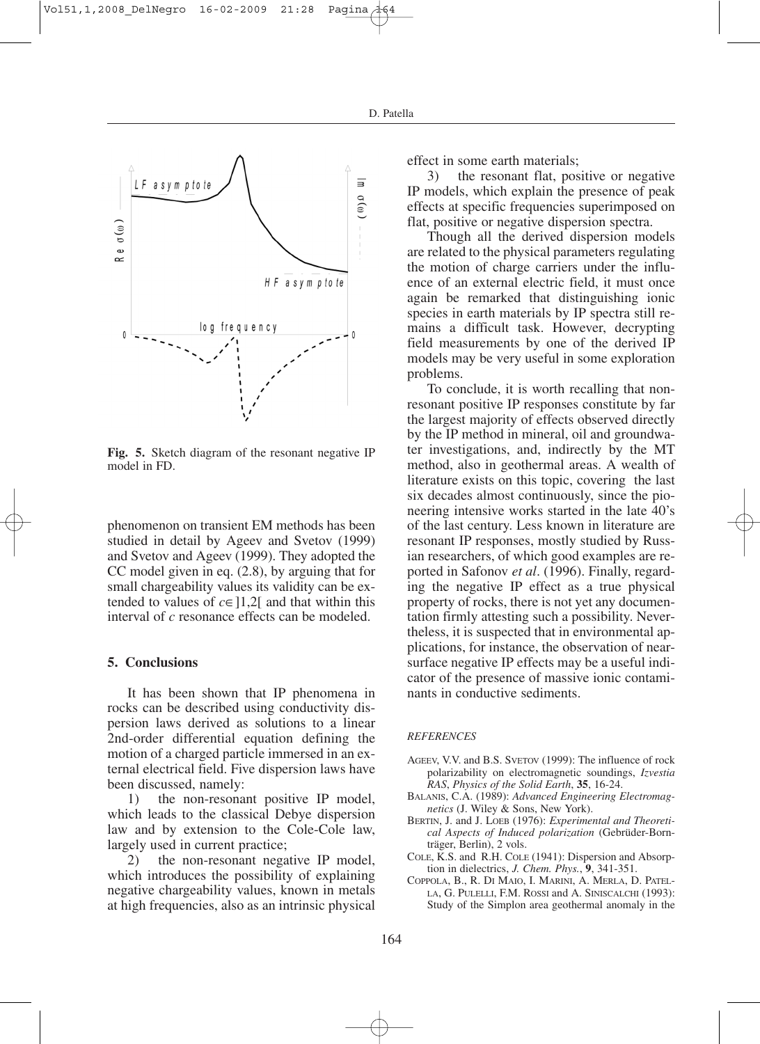**Fig. 5.** Sketch diagram of the resonant negative IP model in FD.

phenomenon on transient EM methods has been studied in detail by Ageev and Svetov (1999) and Svetov and Ageev (1999). They adopted the CC model given in eq. (2.8), by arguing that for small chargeability values its validity can be extended to values of $c \in ]1,2[$ and that within this interval of $c$ resonance effects can be modeled.

## 5. Conclusions

It has been shown that IP phenomena in rocks can be described using conductivity dispersion laws derived as solutions to a linear 2nd-order differential equation defining the motion of a charged particle immersed in an external electrical field. Five dispersion laws have been discussed, namely:

1) the non-resonant positive IP model, which leads to the classical Debye dispersion law and by extension to the Cole-Cole law, largely used in current practice;

2) the non-resonant negative IP model, which introduces the possibility of explaining negative chargeability values, known in metals at high frequencies, also as an intrinsic physical effect in some earth materials;

3) the resonant flat, positive or negative IP models, which explain the presence of peak effects at specific frequencies superimposed on flat, positive or negative dispersion spectra.

Though all the derived dispersion models are related to the physical parameters regulating the motion of charge carriers under the influence of an external electric field, it must once again be remarked that distinguishing ionic species in earth materials by IP spectra still remains a difficult task. However, decrypting field measurements by one of the derived IP models may be very useful in some exploration problems.

To conclude, it is worth recalling that non-resonant positive IP responses constitute by far the largest majority of effects observed directly by the IP method in mineral, oil and groundwater investigations, and, indirectly by the MT method, also in geothermal areas. A wealth of literature exists on this topic, covering the last six decades almost continuously, since the pioneering intensive works started in the late 40's of the last century. Less known in literature are resonant IP responses, mostly studied by Russian researchers, of which good examples are reported in Safonov *et al*. (1996). Finally, regarding the negative IP effect as a true physical property of rocks, there is not yet any documentation firmly attesting such a possibility. Nevertheless, it is suspected that in environmental applications, for instance, the observation of near-surface negative IP effects may be a useful indicator of the presence of massive ionic contaminants in conductive sediments.

### REFERENCES

AGEEV, V.V. and B.S. SVETOV (1999): The influence of rock polarizability on electromagnetic soundings, *Izvestia RAS, Physics of the Solid Earth*, **35**, 16-24.

BALANIS, C.A. (1989): *Advanced Engineering Electromagnetics* (J. Wiley & Sons, New York).

BERTIN, J. and J. LOEB (1976): *Experimental and Theoretical Aspects of Induced polarization* (Gebrüder-Bornträger, Berlin), 2 vols.

COLE, K.S. and R.H. COLE (1941): Dispersion and Absorption in dielectrics, *J. Chem. Phys.*, **9**, 341-351.

COPPOLA, B., R. DI MAIO, I. MARINI, A. MERLA, D. PATELLA, G. PULELLI, F.M. ROSSI and A. SINISCALCHI (1993): Study of the Simplon area geothermal anomaly in the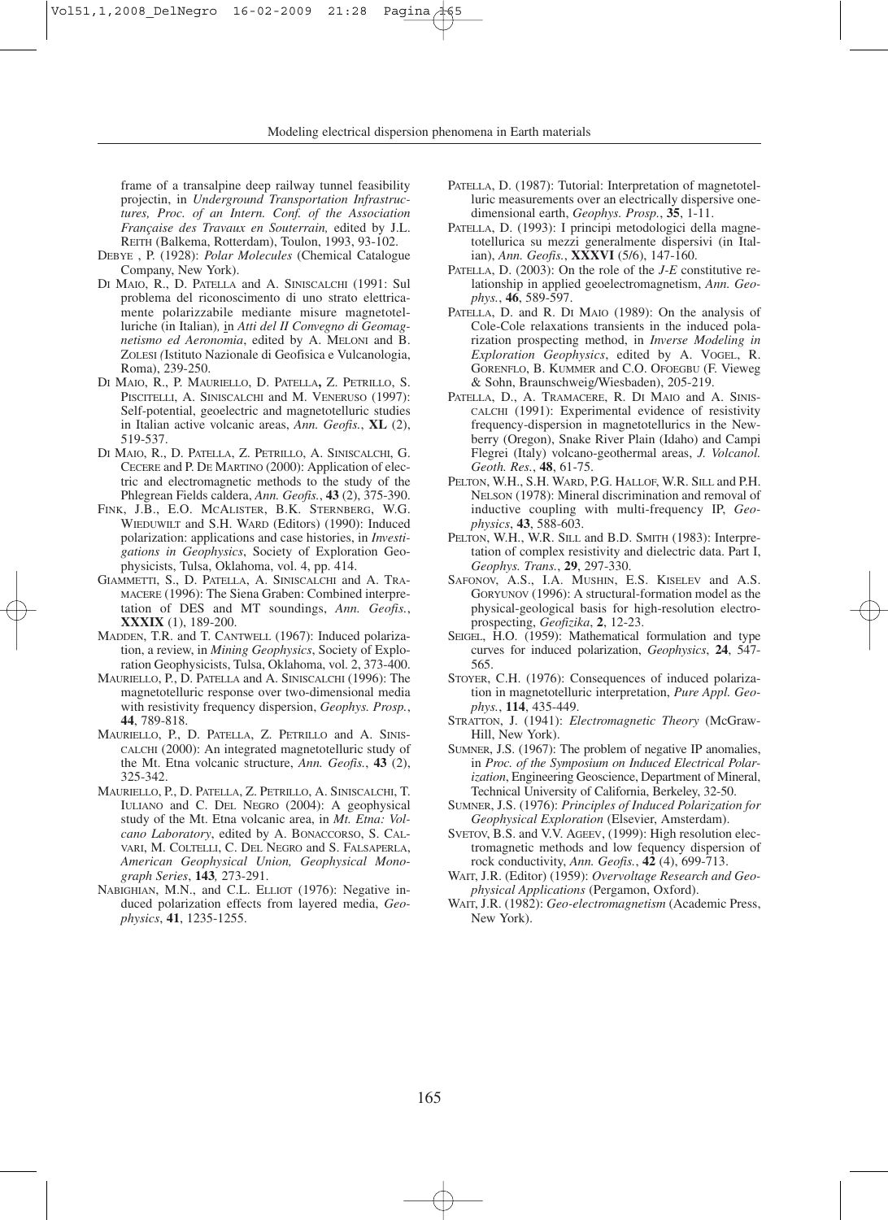frame of a transalpine deep railway tunnel feasibility projectin, in *Underground Transportation Infrastructures, Proc. of an Intern. Conf. of the Association Française des Travaux en Souterrain,* edited by J.L. REITH (Balkema, Rotterdam), Toulon, 1993, 93-102.

DEBYE , P. (1928): *Polar Molecules* (Chemical Catalogue Company, New York).

DI MAIO, R., D. PATELLA and A. SINISCALCHI (1991: Sul problema del riconoscimento di uno strato elettricamente polarizzabile mediante misure magnetotelluriche (in Italian)*,* in *Atti del II Convegno di Geomagnetismo ed Aeronomia*, edited by A. MELONI and B. ZOLESI *(*Istituto Nazionale di Geofisica e Vulcanologia, Roma), 239-250.

DI MAIO, R., P. MAURIELLO, D. PATELLA**,** Z. PETRILLO, S. PISCITELLI, A. SINISCALCHI and M. VENERUSO (1997): Self-potential, geoelectric and magnetotelluric studies in Italian active volcanic areas, *Ann. Geofis.*, **XL** (2), 519-537.

DI MAIO, R., D. PATELLA, Z. PETRILLO, A. SINISCALCHI, G. CECERE and P. DE MARTINO (2000): Application of electric and electromagnetic methods to the study of the Phlegrean Fields caldera, *Ann. Geofis.*, **43** (2), 375-390.

FINK, J.B., E.O. MCALISTER, B.K. STERNBERG, W.G. WIEDUWILT and S.H. WARD (Editors) (1990): Induced polarization: applications and case histories, in *Investigations in Geophysics*, Society of Exploration Geophysicists, Tulsa, Oklahoma, vol. 4, pp. 414.

GIAMMETTI, S., D. PATELLA, A. SINISCALCHI and A. TRAMACERE (1996): The Siena Graben: Combined interpretation of DES and MT soundings, *Ann. Geofis.*, **XXXIX** (1), 189-200.

MADDEN, T.R. and T. CANTWELL (1967): Induced polarization, a review, in *Mining Geophysics*, Society of Exploration Geophysicists, Tulsa, Oklahoma, vol. 2, 373-400.

MAURIELLO, P., D. PATELLA and A. SINISCALCHI (1996): The magnetotelluric response over two-dimensional media with resistivity frequency dispersion, *Geophys. Prosp.*, **44**, 789-818.

MAURIELLO, P., D. PATELLA, Z. PETRILLO and A. SINISCALCHI (2000): An integrated magnetotelluric study of the Mt. Etna volcanic structure, *Ann. Geofis.*, **43** (2), 325-342.

MAURIELLO, P., D. PATELLA, Z. PETRILLO, A. SINISCALCHI, T. IULIANO and C. DEL NEGRO (2004): A geophysical study of the Mt. Etna volcanic area, in *Mt. Etna: Volcano Laboratory*, edited by A. BONACCORSO, S. CALVARI, M. COLTELLI, C. DEL NEGRO and S. FALSAPERLA, *American Geophysical Union, Geophysical Monograph Series*, **143***,* 273-291.

NABIGHIAN, M.N., and C.L. ELLIOT (1976): Negative induced polarization effects from layered media, *Geophysics*, **41**, 1235-1255.

PATELLA, D. (1987): Tutorial: Interpretation of magnetotelluric measurements over an electrically dispersive onedimensional earth, *Geophys. Prosp.*, **35**, 1-11.

PATELLA, D. (1993): I principi metodologici della magnetotellurica su mezzi generalmente dispersivi (in Italian), *Ann. Geofis.*, **XXXVI** (5/6), 147-160.

PATELLA, D. (2003): On the role of the *J-E* constitutive relationship in applied geoelectromagnetism, *Ann. Geophys.*, **46**, 589-597.

PATELLA, D. and R. DI MAIO (1989): On the analysis of Cole-Cole relaxations transients in the induced polarization prospecting method, in *Inverse Modeling in Exploration Geophysics*, edited by A. VOGEL, R. GORENFLO, B. KUMMER and C.O. OFOEGBU (F. Vieweg & Sohn, Braunschweig/Wiesbaden), 205-219.

PATELLA, D., A. TRAMACERE, R. DI MAIO and A. SINISCALCHI (1991): Experimental evidence of resistivity frequency-dispersion in magnetotellurics in the Newberry (Oregon), Snake River Plain (Idaho) and Campi Flegrei (Italy) volcano-geothermal areas, *J. Volcanol. Geoth. Res.*, **48**, 61-75.

PELTON, W.H., S.H. WARD, P.G. HALLOF, W.R. SILL and P.H. NELSON (1978): Mineral discrimination and removal of inductive coupling with multi-frequency IP, *Geophysics*, **43**, 588-603.

PELTON, W.H., W.R. SILL and B.D. SMITH (1983): Interpretation of complex resistivity and dielectric data. Part I, *Geophys. Trans.*, **29**, 297-330.

SAFONOV, A.S., I.A. MUSHIN, E.S. KISELEV and A.S. GORYUNOV (1996): A structural-formation model as the physical-geological basis for high-resolution electroprospecting, *Geofizika*, **2**, 12-23.

SEIGEL, H.O. (1959): Mathematical formulation and type curves for induced polarization, *Geophysics*, **24**, 547-565.

STOYER, C.H. (1976): Consequences of induced polarization in magnetotelluric interpretation, *Pure Appl. Geophys.*, **114**, 435-449.

STRATTON, J. (1941): *Electromagnetic Theory* (McGraw-Hill, New York).

SUMNER, J.S. (1967): The problem of negative IP anomalies, in *Proc. of the Symposium on Induced Electrical Polarization*, Engineering Geoscience, Department of Mineral, Technical University of California, Berkeley, 32-50.

SUMNER, J.S. (1976): *Principles of Induced Polarization for Geophysical Exploration* (Elsevier, Amsterdam).

SVETOV, B.S. and V.V. AGEEV, (1999): High resolution electromagnetic methods and low fequency dispersion of rock conductivity, *Ann. Geofis.*, **42** (4), 699-713.

WAIT, J.R. (Editor) (1959): *Overvoltage Research and Geophysical Applications* (Pergamon, Oxford).

WAIT, J.R. (1982): *Geo-electromagnetism* (Academic Press, New York).